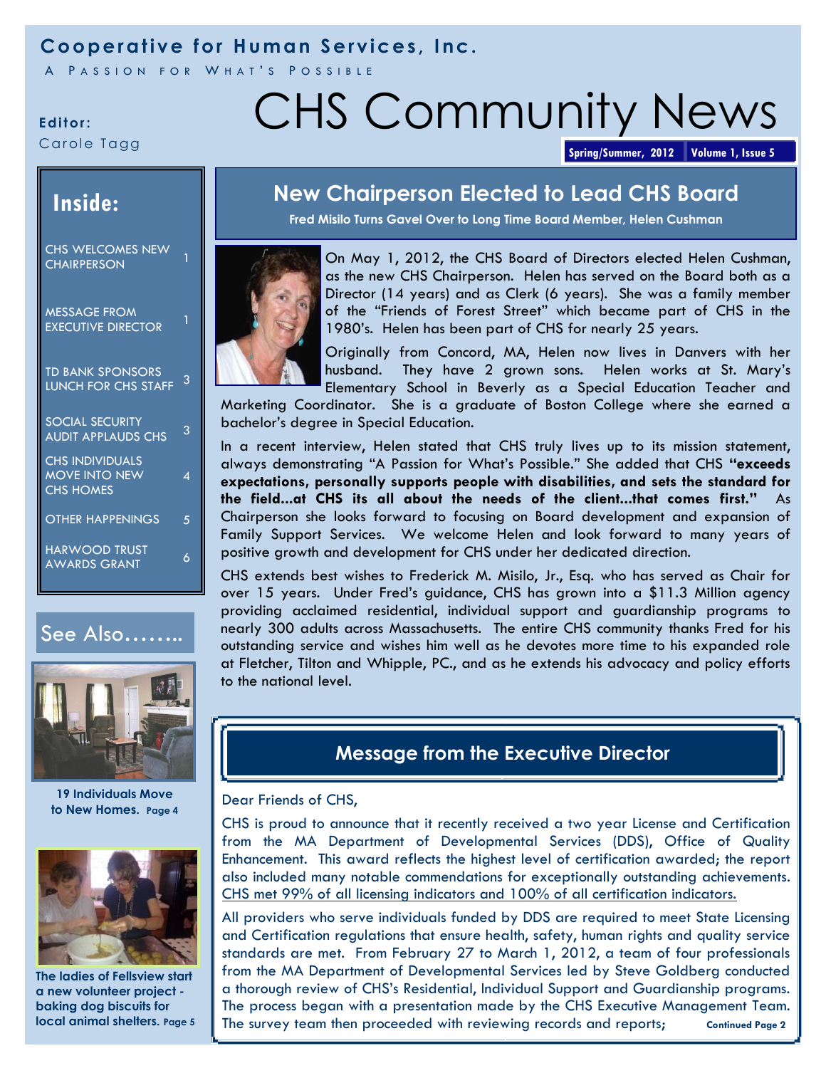**Cooperative for Human Services, Inc.**

A PASSION FOR WHAT'S POSSIBLE

**Editor:**
Carole Tagg

# CHS Community News

**Spring/Summer, 2012** | **Volume 1, Issue 5**

## Inside:

| | |
|---|---|
| CHS WELCOMES NEW CHAIRPERSON | 1 |
| MESSAGE FROM EXECUTIVE DIRECTOR | 1 |
| TD BANK SPONSORS LUNCH FOR CHS STAFF | 3 |
| SOCIAL SECURITY AUDIT APPLAUDS CHS | 3 |
| CHS INDIVIDUALS MOVE INTO NEW CHS HOMES | 4 |
| OTHER HAPPENINGS | 5 |
| HARWOOD TRUST AWARDS GRANT | 6 |

## See Also……..

**19 Individuals Move to New Homes. Page 4**

**The ladies of Fellsview start a new volunteer project - baking dog biscuits for local animal shelters. Page 5**

## New Chairperson Elected to Lead CHS Board

**Fred Misilo Turns Gavel Over to Long Time Board Member, Helen Cushman**

On May 1, 2012, the CHS Board of Directors elected Helen Cushman, as the new CHS Chairperson. Helen has served on the Board both as a Director (14 years) and as Clerk (6 years). She was a family member of the "Friends of Forest Street" which became part of CHS in the 1980's. Helen has been part of CHS for nearly 25 years.

Originally from Concord, MA, Helen now lives in Danvers with her husband. They have 2 grown sons. Helen works at St. Mary's Elementary School in Beverly as a Special Education Teacher and Marketing Coordinator. She is a graduate of Boston College where she earned a bachelor's degree in Special Education.

In a recent interview, Helen stated that CHS truly lives up to its mission statement, always demonstrating "A Passion for What's Possible." She added that CHS **"exceeds expectations, personally supports people with disabilities, and sets the standard for the field...at CHS its all about the needs of the client...that comes first."** As Chairperson she looks forward to focusing on Board development and expansion of Family Support Services. We welcome Helen and look forward to many years of positive growth and development for CHS under her dedicated direction.

CHS extends best wishes to Frederick M. Misilo, Jr., Esq. who has served as Chair for over 15 years. Under Fred's guidance, CHS has grown into a $11.3 Million agency providing acclaimed residential, individual support and guardianship programs to nearly 300 adults across Massachusetts. The entire CHS community thanks Fred for his outstanding service and wishes him well as he devotes more time to his expanded role at Fletcher, Tilton and Whipple, PC., and as he extends his advocacy and policy efforts to the national level.

## Message from the Executive Director

Dear Friends of CHS,

CHS is proud to announce that it recently received a two year License and Certification from the MA Department of Developmental Services (DDS), Office of Quality Enhancement. This award reflects the highest level of certification awarded; the report also included many notable commendations for exceptionally outstanding achievements. <u>CHS met 99% of all licensing indicators and 100% of all certification indicators.</u>

All providers who serve individuals funded by DDS are required to meet State Licensing and Certification regulations that ensure health, safety, human rights and quality service standards are met. From February 27 to March 1, 2012, a team of four professionals from the MA Department of Developmental Services led by Steve Goldberg conducted a thorough review of CHS's Residential, Individual Support and Guardianship programs. The process began with a presentation made by the CHS Executive Management Team. The survey team then proceeded with reviewing records and reports; **Continued Page 2**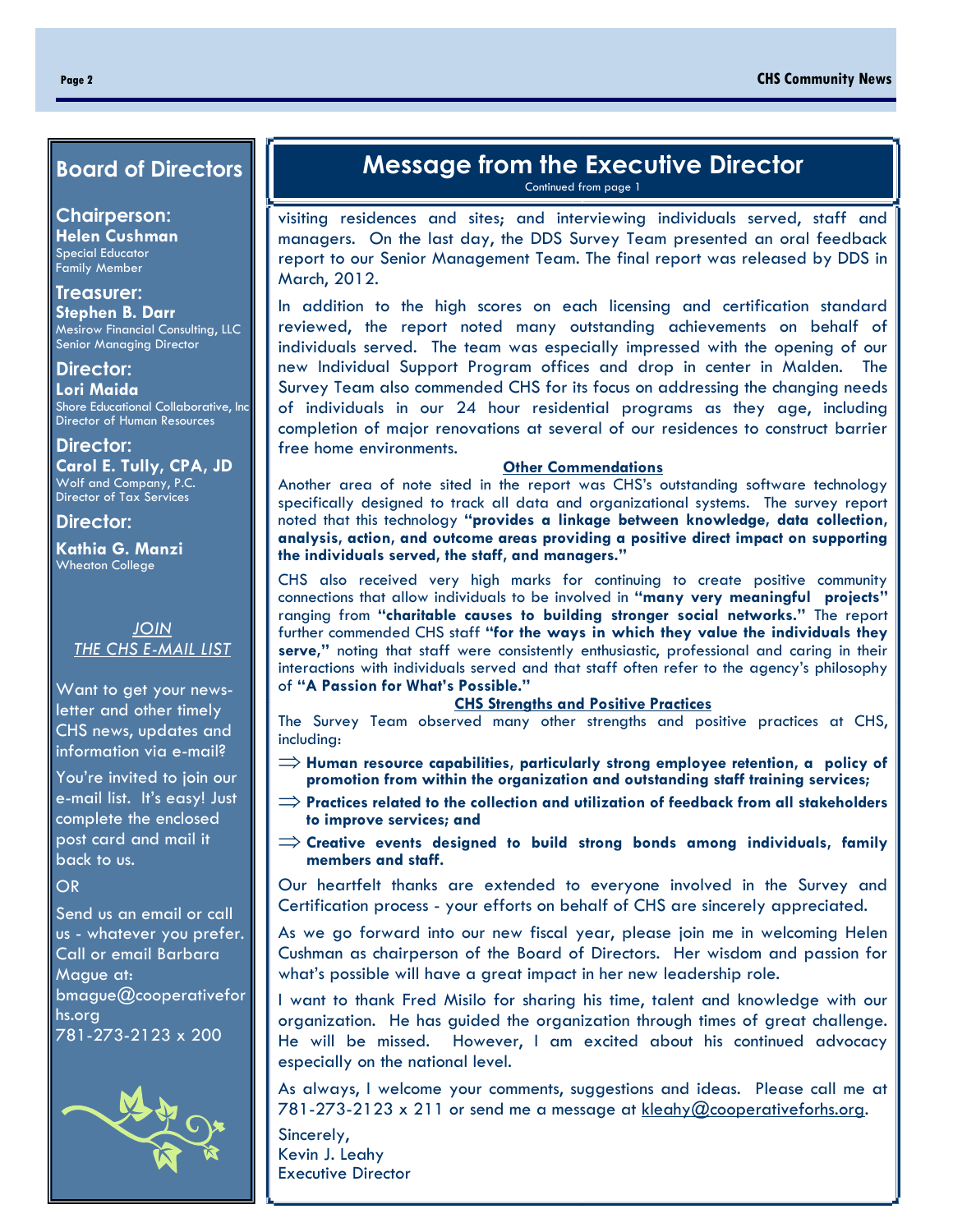## Board of Directors

### Chairperson:
**Helen Cushman**
Special Educator
Family Member

### Treasurer:
**Stephen B. Darr**
Mesirow Financial Consulting, LLC
Senior Managing Director

### Director:
**Lori Maida**
Shore Educational Collaborative, Inc
Director of Human Resources

### Director:
**Carol E. Tully, CPA, JD**
Wolf and Company, P.C.
Director of Tax Services

### Director:
**Kathia G. Manzi**
Wheaton College

*JOIN THE CHS E-MAIL LIST*

Want to get your newsletter and other timely CHS news, updates and information via e-mail?

You're invited to join our e-mail list. It's easy! Just complete the enclosed post card and mail it back to us.

OR

Send us an email or call us - whatever you prefer. Call or email Barbara Mague at: bmague@cooperativeforhs.org
781-273-2123 x 200

## Message from the Executive Director

Continued from page 1

visiting residences and sites; and interviewing individuals served, staff and managers. On the last day, the DDS Survey Team presented an oral feedback report to our Senior Management Team. The final report was released by DDS in March, 2012.

In addition to the high scores on each licensing and certification standard reviewed, the report noted many outstanding achievements on behalf of individuals served. The team was especially impressed with the opening of our new Individual Support Program offices and drop in center in Malden. The Survey Team also commended CHS for its focus on addressing the changing needs of individuals in our 24 hour residential programs as they age, including completion of major renovations at several of our residences to construct barrier free home environments.

**Other Commendations**

Another area of note sited in the report was CHS's outstanding software technology specifically designed to track all data and organizational systems. The survey report noted that this technology **"provides a linkage between knowledge, data collection, analysis, action, and outcome areas providing a positive direct impact on supporting the individuals served, the staff, and managers."**

CHS also received very high marks for continuing to create positive community connections that allow individuals to be involved in **"many very meaningful projects"** ranging from **"charitable causes to building stronger social networks."** The report further commended CHS staff **"for the ways in which they value the individuals they serve,"** noting that staff were consistently enthusiastic, professional and caring in their interactions with individuals served and that staff often refer to the agency's philosophy of **"A Passion for What's Possible."**

**CHS Strengths and Positive Practices**

The Survey Team observed many other strengths and positive practices at CHS, including:

- **Human resource capabilities, particularly strong employee retention, a policy of promotion from within the organization and outstanding staff training services;**
- **Practices related to the collection and utilization of feedback from all stakeholders to improve services; and**
- **Creative events designed to build strong bonds among individuals, family members and staff.**

Our heartfelt thanks are extended to everyone involved in the Survey and Certification process - your efforts on behalf of CHS are sincerely appreciated.

As we go forward into our new fiscal year, please join me in welcoming Helen Cushman as chairperson of the Board of Directors. Her wisdom and passion for what's possible will have a great impact in her new leadership role.

I want to thank Fred Misilo for sharing his time, talent and knowledge with our organization. He has guided the organization through times of great challenge. He will be missed. However, I am excited about his continued advocacy especially on the national level.

As always, I welcome your comments, suggestions and ideas. Please call me at 781-273-2123 x 211 or send me a message at kleahy@cooperativeforhs.org.

Sincerely,
Kevin J. Leahy
Executive Director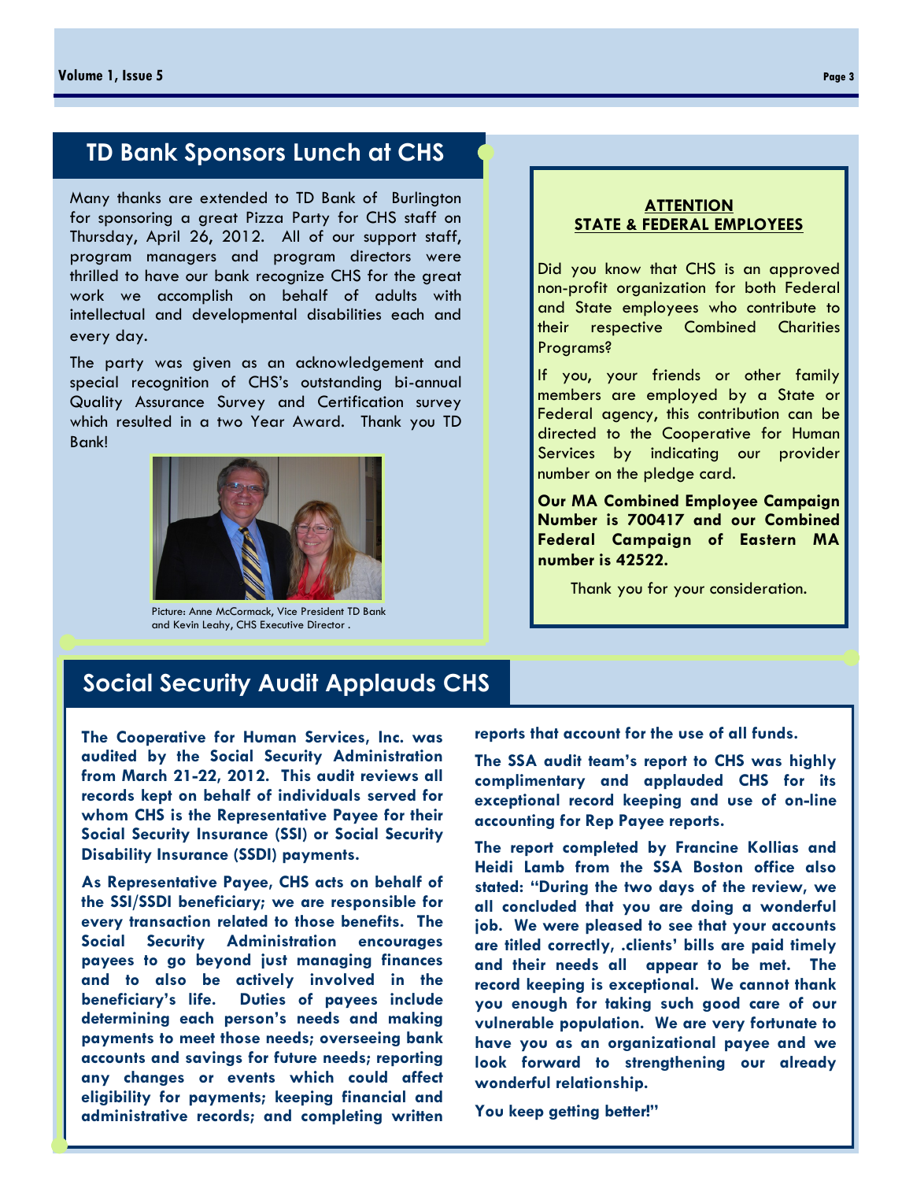## TD Bank Sponsors Lunch at CHS

Many thanks are extended to TD Bank of Burlington for sponsoring a great Pizza Party for CHS staff on Thursday, April 26, 2012. All of our support staff, program managers and program directors were thrilled to have our bank recognize CHS for the great work we accomplish on behalf of adults with intellectual and developmental disabilities each and every day.

The party was given as an acknowledgement and special recognition of CHS's outstanding bi-annual Quality Assurance Survey and Certification survey which resulted in a two Year Award. Thank you TD Bank!

Picture: Anne McCormack, Vice President TD Bank and Kevin Leahy, CHS Executive Director .

**ATTENTION**
**STATE & FEDERAL EMPLOYEES**

Did you know that CHS is an approved non-profit organization for both Federal and State employees who contribute to their respective Combined Charities Programs?

If you, your friends or other family members are employed by a State or Federal agency, this contribution can be directed to the Cooperative for Human Services by indicating our provider number on the pledge card.

**Our MA Combined Employee Campaign Number is 700417 and our Combined Federal Campaign of Eastern MA number is 42522.**

Thank you for your consideration.

## Social Security Audit Applauds CHS

**The Cooperative for Human Services, Inc. was audited by the Social Security Administration from March 21-22, 2012. This audit reviews all records kept on behalf of individuals served for whom CHS is the Representative Payee for their Social Security Insurance (SSI) or Social Security Disability Insurance (SSDI) payments.**

**As Representative Payee, CHS acts on behalf of the SSI/SSDI beneficiary; we are responsible for every transaction related to those benefits. The Social Security Administration encourages payees to go beyond just managing finances and to also be actively involved in the beneficiary's life. Duties of payees include determining each person's needs and making payments to meet those needs; overseeing bank accounts and savings for future needs; reporting any changes or events which could affect eligibility for payments; keeping financial and administrative records; and completing written reports that account for the use of all funds.**

**The SSA audit team's report to CHS was highly complimentary and applauded CHS for its exceptional record keeping and use of on-line accounting for Rep Payee reports.**

**The report completed by Francine Kollias and Heidi Lamb from the SSA Boston office also stated: "During the two days of the review, we all concluded that you are doing a wonderful job. We were pleased to see that your accounts are titled correctly, .clients' bills are paid timely and their needs all appear to be met. The record keeping is exceptional. We cannot thank you enough for taking such good care of our vulnerable population. We are very fortunate to have you as an organizational payee and we look forward to strengthening our already wonderful relationship.**

**You keep getting better!"**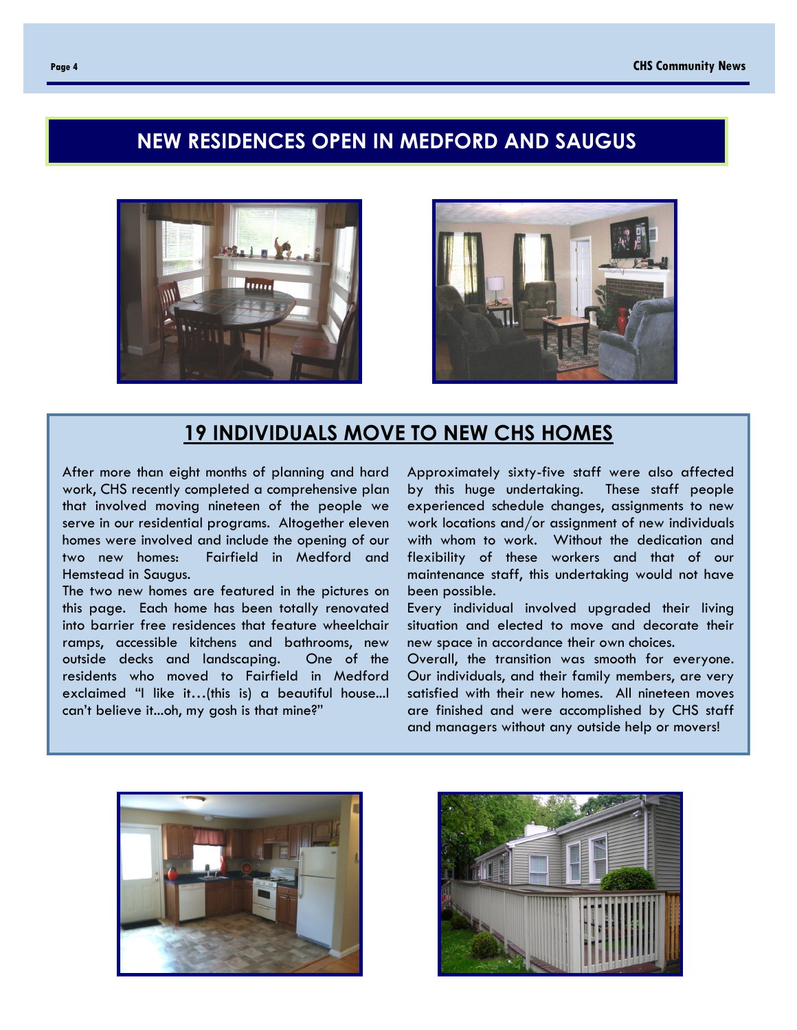# NEW RESIDENCES OPEN IN MEDFORD AND SAUGUS

## 19 INDIVIDUALS MOVE TO NEW CHS HOMES

After more than eight months of planning and hard work, CHS recently completed a comprehensive plan that involved moving nineteen of the people we serve in our residential programs. Altogether eleven homes were involved and include the opening of our two new homes: Fairfield in Medford and Hemstead in Saugus.

The two new homes are featured in the pictures on this page. Each home has been totally renovated into barrier free residences that feature wheelchair ramps, accessible kitchens and bathrooms, new outside decks and landscaping. One of the residents who moved to Fairfield in Medford exclaimed "I like it…(this is) a beautiful house...I can't believe it...oh, my gosh is that mine?"

Approximately sixty-five staff were also affected by this huge undertaking. These staff people experienced schedule changes, assignments to new work locations and/or assignment of new individuals with whom to work. Without the dedication and flexibility of these workers and that of our maintenance staff, this undertaking would not have been possible.

Every individual involved upgraded their living situation and elected to move and decorate their new space in accordance their own choices.

Overall, the transition was smooth for everyone. Our individuals, and their family members, are very satisfied with their new homes. All nineteen moves are finished and were accomplished by CHS staff and managers without any outside help or movers!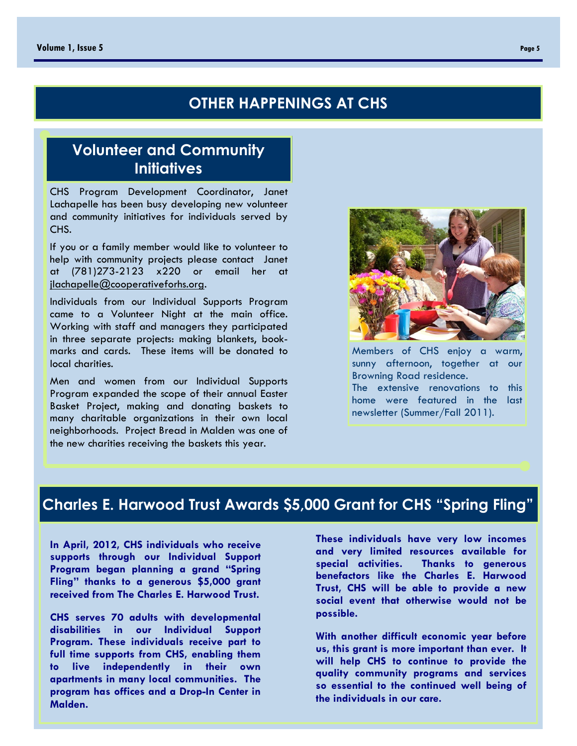# OTHER HAPPENINGS AT CHS

## Volunteer and Community Initiatives

CHS Program Development Coordinator, Janet Lachapelle has been busy developing new volunteer and community initiatives for individuals served by CHS.

If you or a family member would like to volunteer to help with community projects please contact Janet at (781)273-2123 x220 or email her at jlachapelle@cooperativeforhs.org.

Individuals from our Individual Supports Program came to a Volunteer Night at the main office. Working with staff and managers they participated in three separate projects: making blankets, book-marks and cards. These items will be donated to local charities.

Men and women from our Individual Supports Program expanded the scope of their annual Easter Basket Project, making and donating baskets to many charitable organizations in their own local neighborhoods. Project Bread in Malden was one of the new charities receiving the baskets this year.

Members of CHS enjoy a warm, sunny afternoon, together at our Browning Road residence.
The extensive renovations to this home were featured in the last newsletter (Summer/Fall 2011).

## Charles E. Harwood Trust Awards $5,000 Grant for CHS "Spring Fling"

**In April, 2012, CHS individuals who receive supports through our Individual Support Program began planning a grand "Spring Fling" thanks to a generous $5,000 grant received from The Charles E. Harwood Trust.**

**CHS serves 70 adults with developmental disabilities in our Individual Support Program. These individuals receive part to full time supports from CHS, enabling them to live independently in their own apartments in many local communities. The program has offices and a Drop-In Center in Malden.**

**These individuals have very low incomes and very limited resources available for special activities. Thanks to generous benefactors like the Charles E. Harwood Trust, CHS will be able to provide a new social event that otherwise would not be possible.**

**With another difficult economic year before us, this grant is more important than ever. It will help CHS to continue to provide the quality community programs and services so essential to the continued well being of the individuals in our care.**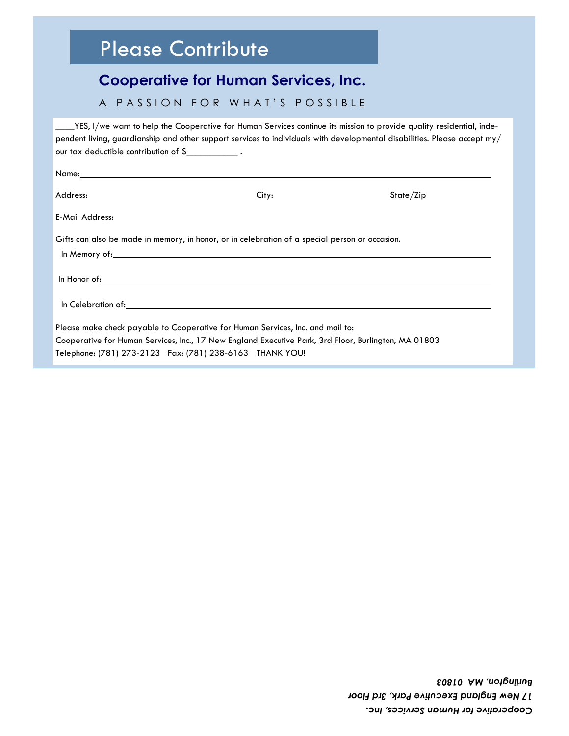# Please Contribute

## Cooperative for Human Services, Inc.

A PASSION FOR WHAT'S POSSIBLE

____YES, I/we want to help the Cooperative for Human Services continue its mission to provide quality residential, independent living, guardianship and other support services to individuals with developmental disabilities. Please accept my/our tax deductible contribution of $___________ .

Name:________________________________________________________________________

Address:______________________________City:____________________State/Zip___________

E-Mail Address:_________________________________________________________________

Gifts can also be made in memory, in honor, or in celebration of a special person or occasion.

In Memory of:___________________________________________________________________

In Honor of:____________________________________________________________________

In Celebration of:________________________________________________________________

Please make check payable to Cooperative for Human Services, Inc. and mail to:
Cooperative for Human Services, Inc., 17 New England Executive Park, 3rd Floor, Burlington, MA 01803
Telephone: (781) 273-2123 Fax: (781) 238-6163 THANK YOU!

***Cooperative for Human Services, Inc.***
***17 New England Executive Park, 3rd Floor***
***Burlington, MA 01803***